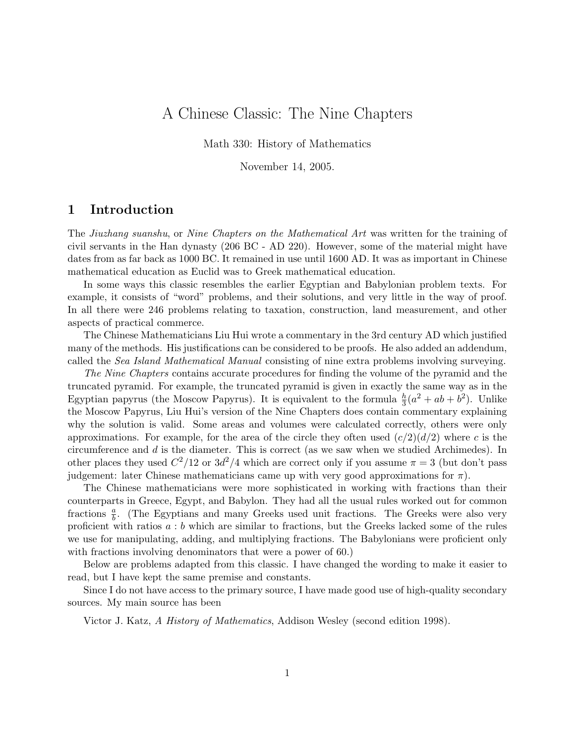# A Chinese Classic: The Nine Chapters

Math 330: History of Mathematics

November 14, 2005.

## 1 Introduction

The *Jiuzhang suanshu*, or *Nine Chapters on the Mathematical Art* was written for the training of civil servants in the Han dynasty (206 BC - AD 220). However, some of the material might have dates from as far back as 1000 BC. It remained in use until 1600 AD. It was as important in Chinese mathematical education as Euclid was to Greek mathematical education.

In some ways this classic resembles the earlier Egyptian and Babylonian problem texts. For example, it consists of "word" problems, and their solutions, and very little in the way of proof. In all there were 246 problems relating to taxation, construction, land measurement, and other aspects of practical commerce.

The Chinese Mathematicians Liu Hui wrote a commentary in the 3rd century AD which justified many of the methods. His justifications can be considered to be proofs. He also added an addendum, called the *Sea Island Mathematical Manual* consisting of nine extra problems involving surveying.

*The Nine Chapters* contains accurate procedures for finding the volume of the pyramid and the truncated pyramid. For example, the truncated pyramid is given in exactly the same way as in the Egyptian papyrus (the Moscow Papyrus). It is equivalent to the formula $\frac{h}{3}(a^2 + ab + b^2)$. Unlike the Moscow Papyrus, Liu Hui's version of the Nine Chapters does contain commentary explaining why the solution is valid. Some areas and volumes were calculated correctly, others were only approximations. For example, for the area of the circle they often used $(c/2)(d/2)$ where $c$ is the circumference and $d$ is the diameter. This is correct (as we saw when we studied Archimedes). In other places they used $C^2/12$ or $3d^2/4$ which are correct only if you assume $\pi = 3$ (but don't pass judgement: later Chinese mathematicians came up with very good approximations for $\pi$).

The Chinese mathematicians were more sophisticated in working with fractions than their counterparts in Greece, Egypt, and Babylon. They had all the usual rules worked out for common fractions $\frac{a}{b}$. (The Egyptians and many Greeks used unit fractions. The Greeks were also very proficient with ratios $a : b$ which are similar to fractions, but the Greeks lacked some of the rules we use for manipulating, adding, and multiplying fractions. The Babylonians were proficient only with fractions involving denominators that were a power of 60.)

Below are problems adapted from this classic. I have changed the wording to make it easier to read, but I have kept the same premise and constants.

Since I do not have access to the primary source, I have made good use of high-quality secondary sources. My main source has been

Victor J. Katz, *A History of Mathematics*, Addison Wesley (second edition 1998).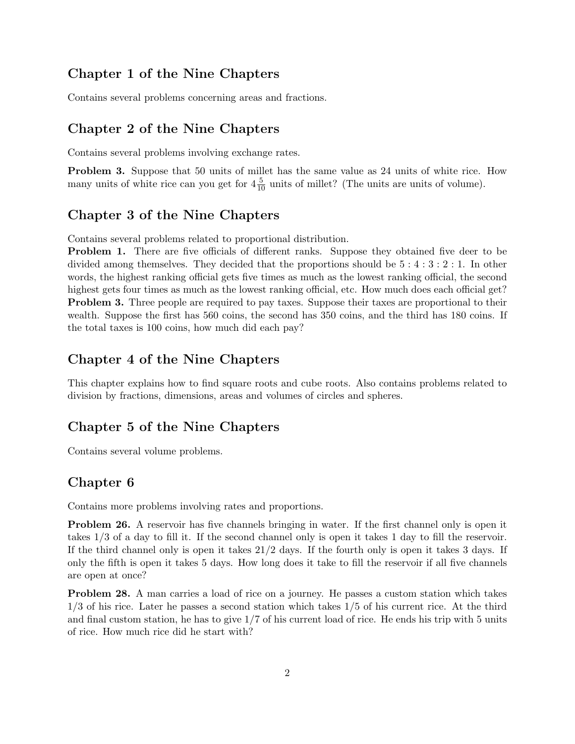## Chapter 1 of the Nine Chapters

Contains several problems concerning areas and fractions.

## Chapter 2 of the Nine Chapters

Contains several problems involving exchange rates.

**Problem 3.** Suppose that 50 units of millet has the same value as 24 units of white rice. How many units of white rice can you get for $4\frac{5}{10}$ units of millet? (The units are units of volume).

## Chapter 3 of the Nine Chapters

Contains several problems related to proportional distribution.
**Problem 1.** There are five officials of different ranks. Suppose they obtained five deer to be divided among themselves. They decided that the proportions should be $5 : 4 : 3 : 2 : 1$. In other words, the highest ranking official gets five times as much as the lowest ranking official, the second highest gets four times as much as the lowest ranking official, etc. How much does each official get?
**Problem 3.** Three people are required to pay taxes. Suppose their taxes are proportional to their wealth. Suppose the first has 560 coins, the second has 350 coins, and the third has 180 coins. If the total taxes is 100 coins, how much did each pay?

## Chapter 4 of the Nine Chapters

This chapter explains how to find square roots and cube roots. Also contains problems related to division by fractions, dimensions, areas and volumes of circles and spheres.

## Chapter 5 of the Nine Chapters

Contains several volume problems.

## Chapter 6

Contains more problems involving rates and proportions.

**Problem 26.** A reservoir has five channels bringing in water. If the first channel only is open it takes $1/3$ of a day to fill it. If the second channel only is open it takes 1 day to fill the reservoir. If the third channel only is open it takes $21/2$ days. If the fourth only is open it takes 3 days. If only the fifth is open it takes 5 days. How long does it take to fill the reservoir if all five channels are open at once?

**Problem 28.** A man carries a load of rice on a journey. He passes a custom station which takes $1/3$ of his rice. Later he passes a second station which takes $1/5$ of his current rice. At the third and final custom station, he has to give $1/7$ of his current load of rice. He ends his trip with 5 units of rice. How much rice did he start with?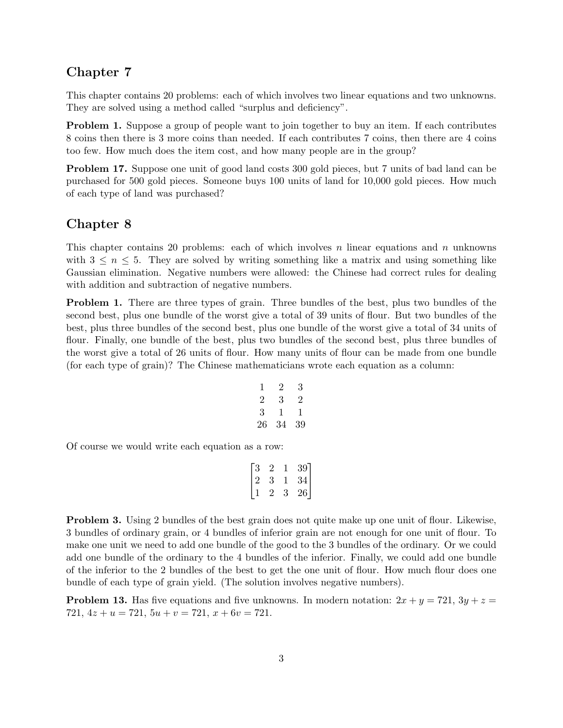## Chapter 7

This chapter contains 20 problems: each of which involves two linear equations and two unknowns. They are solved using a method called "surplus and deficiency".

**Problem 1.** Suppose a group of people want to join together to buy an item. If each contributes 8 coins then there is 3 more coins than needed. If each contributes 7 coins, then there are 4 coins too few. How much does the item cost, and how many people are in the group?

**Problem 17.** Suppose one unit of good land costs 300 gold pieces, but 7 units of bad land can be purchased for 500 gold pieces. Someone buys 100 units of land for 10,000 gold pieces. How much of each type of land was purchased?

## Chapter 8

This chapter contains 20 problems: each of which involves $n$ linear equations and $n$ unknowns with $3 \leq n \leq 5$. They are solved by writing something like a matrix and using something like Gaussian elimination. Negative numbers were allowed: the Chinese had correct rules for dealing with addition and subtraction of negative numbers.

**Problem 1.** There are three types of grain. Three bundles of the best, plus two bundles of the second best, plus one bundle of the worst give a total of 39 units of flour. But two bundles of the best, plus three bundles of the second best, plus one bundle of the worst give a total of 34 units of flour. Finally, one bundle of the best, plus two bundles of the second best, plus three bundles of the worst give a total of 26 units of flour. How many units of flour can be made from one bundle (for each type of grain)? The Chinese mathematicians wrote each equation as a column:

$$\begin{array}{ccc} 1 & 2 & 3 \\ 2 & 3 & 2 \\ 3 & 1 & 1 \\ 26 & 34 & 39 \end{array}$$

Of course we would write each equation as a row:

$$\begin{bmatrix} 3 & 2 & 1 & 39 \\ 2 & 3 & 1 & 34 \\ 1 & 2 & 3 & 26 \end{bmatrix}$$

**Problem 3.** Using 2 bundles of the best grain does not quite make up one unit of flour. Likewise, 3 bundles of ordinary grain, or 4 bundles of inferior grain are not enough for one unit of flour. To make one unit we need to add one bundle of the good to the 3 bundles of the ordinary. Or we could add one bundle of the ordinary to the 4 bundles of the inferior. Finally, we could add one bundle of the inferior to the 2 bundles of the best to get the one unit of flour. How much flour does one bundle of each type of grain yield. (The solution involves negative numbers).

**Problem 13.** Has five equations and five unknowns. In modern notation: $2x + y = 721$, $3y + z = 721$, $4z + u = 721$, $5u + v = 721$, $x + 6v = 721$.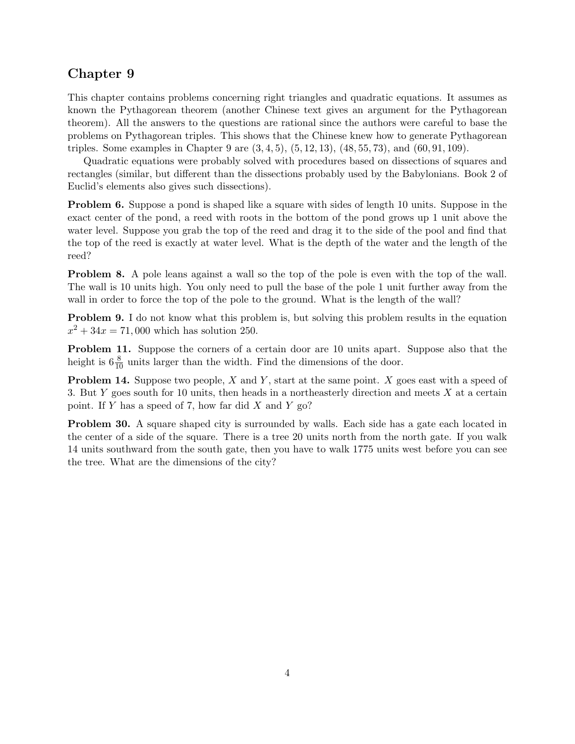# Chapter 9

This chapter contains problems concerning right triangles and quadratic equations. It assumes as known the Pythagorean theorem (another Chinese text gives an argument for the Pythagorean theorem). All the answers to the questions are rational since the authors were careful to base the problems on Pythagorean triples. This shows that the Chinese knew how to generate Pythagorean triples. Some examples in Chapter 9 are $(3, 4, 5)$, $(5, 12, 13)$, $(48, 55, 73)$, and $(60, 91, 109)$.

Quadratic equations were probably solved with procedures based on dissections of squares and rectangles (similar, but different than the dissections probably used by the Babylonians. Book 2 of Euclid's elements also gives such dissections).

**Problem 6.** Suppose a pond is shaped like a square with sides of length 10 units. Suppose in the exact center of the pond, a reed with roots in the bottom of the pond grows up 1 unit above the water level. Suppose you grab the top of the reed and drag it to the side of the pool and find that the top of the reed is exactly at water level. What is the depth of the water and the length of the reed?

**Problem 8.** A pole leans against a wall so the top of the pole is even with the top of the wall. The wall is 10 units high. You only need to pull the base of the pole 1 unit further away from the wall in order to force the top of the pole to the ground. What is the length of the wall?

**Problem 9.** I do not know what this problem is, but solving this problem results in the equation $x^2 + 34x = 71,000$ which has solution 250.

**Problem 11.** Suppose the corners of a certain door are 10 units apart. Suppose also that the height is $6\frac{8}{10}$ units larger than the width. Find the dimensions of the door.

**Problem 14.** Suppose two people, $X$ and $Y$, start at the same point. $X$ goes east with a speed of 3. But $Y$ goes south for 10 units, then heads in a northeasterly direction and meets $X$ at a certain point. If $Y$ has a speed of 7, how far did $X$ and $Y$ go?

**Problem 30.** A square shaped city is surrounded by walls. Each side has a gate each located in the center of a side of the square. There is a tree 20 units north from the north gate. If you walk 14 units southward from the south gate, then you have to walk 1775 units west before you can see the tree. What are the dimensions of the city?